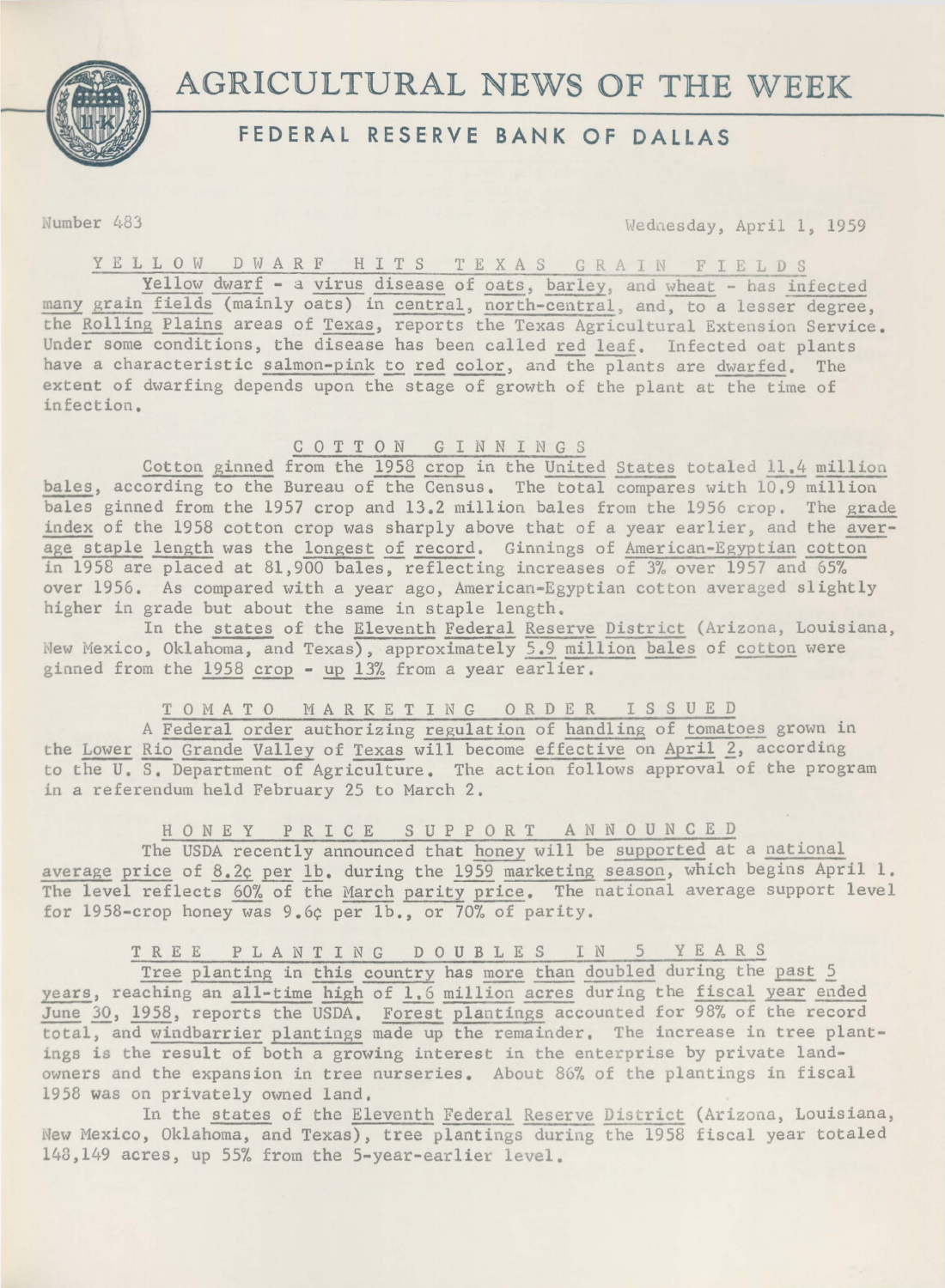# AGRICULTURAL NEWS OF THE WEEK

## FEDERAL RESERVE BANK OF DALLAS

Number 483 Wednesday, April 1, 1959

### YELLOW DWARF HITS TEXAS GRAIN FIELDS

Yellow dwarf - a virus disease of oats, barley, and wheat - has infected many grain fields (mainly oats) in central, north-central, and, to a lesser degree, the Rolling Plains areas of Texas, reports the Texas Agricultural Extension Service. Under some conditions, the disease has been called red leaf. Infected oat plants have a characteristic salmon-pink to red color, and the plants are dwarfed. The extent of dwarfing depends upon the stage of growth of the plant at the time of infection.

### COTTON GINNINGS

Cotton ginned from the 1958 crop in the United States totaled 11.4 million bales, according to the Bureau of the Census. The total compares with 10.9 million bales ginned from the 1957 crop and 13.2 million bales from the 1956 crop. The grade index of the 1958 cotton crop was sharply above that of a year earlier, and the average staple length was the longest of record. Ginnings of American-Egyptian cotton in 1958 are placed at 81,900 bales, reflecting increases of 3% over 1957 and 65% over 1956. As compared with a year ago, American-Egyptian cotton averaged slightly higher in grade but about the same in staple length.

In the states of the Eleventh Federal Reserve District (Arizona, Louisiana, New Mexico, Oklahoma, and Texas), approximately 5.9 million bales of cotton were ginned from the 1958 crop - up 13% from a year earlier.

### TOMATO MARKETING ORDER ISSUED

A Federal order authorizing regulation of handling of tomatoes grown in the Lower Rio Grande Valley of Texas will become effective on April 2, according to the U. S. Department of Agriculture. The action follows approval of the program in a referendum held February 25 to March 2.

### HONEY PRICE SUPPORT ANNOUNCED

The USDA recently announced that honey will be supported at a national average price of 8.2¢ per lb. during the 1959 marketing season, which begins April 1. The level reflects 60% of the March parity price. The national average support level for 1958-crop honey was 9.6¢ per lb., or 70% of parity.

### TREE PLANTING DOUBLES IN 5 YEARS

Tree planting in this country has more than doubled during the past 5 years, reaching an all-time high of 1.6 million acres during the fiscal year ended June 30, 1958, reports the USDA. Forest plantings accounted for 98% of the record total, and windbarrier plantings made up the remainder. The increase in tree plantings is the result of both a growing interest in the enterprise by private landowners and the expansion in tree nurseries. About 86% of the plantings in fiscal 1958 was on privately owned land.

In the states of the Eleventh Federal Reserve District (Arizona, Louisiana, New Mexico, Oklahoma, and Texas), tree plantings during the 1958 fiscal year totaled 148,149 acres, up 55% from the 5-year-earlier level.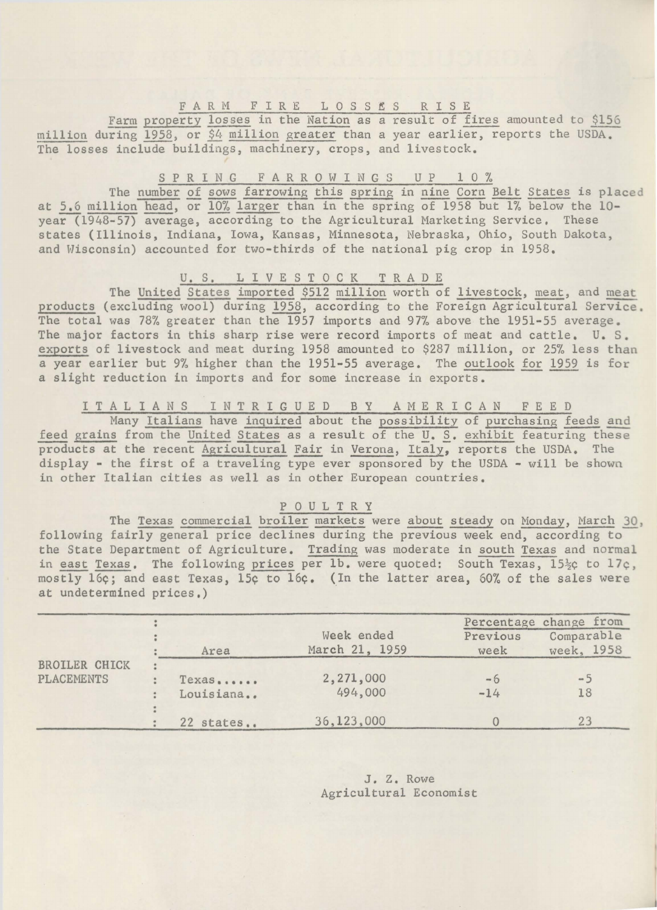## FARM FIRE LOSSES RISE

Farm property losses in the Nation as a result of fires amounted to $156 million during 1958, or $4 million greater than a year earlier, reports the USDA. The losses include buildings, machinery, crops, and livestock.

## SPRING FARROWINGS UP 10%

The number of sows farrowing this spring in nine Corn Belt States is placed at 5.6 million head, or 10% larger than in the spring of 1958 but 1% below the 10-year (1948-57) average, according to the Agricultural Marketing Service. These states (Illinois, Indiana, Iowa, Kansas, Minnesota, Nebraska, Ohio, South Dakota, and Wisconsin) accounted for two-thirds of the national pig crop in 1958.

## U. S. LIVESTOCK TRADE

The United States imported $512 million worth of livestock, meat, and meat products (excluding wool) during 1958, according to the Foreign Agricultural Service. The total was 78% greater than the 1957 imports and 97% above the 1951-55 average. The major factors in this sharp rise were record imports of meat and cattle. U. S. exports of livestock and meat during 1958 amounted to $287 million, or 25% less than a year earlier but 9% higher than the 1951-55 average. The outlook for 1959 is for a slight reduction in imports and for some increase in exports.

## ITALIANS INTRIGUED BY AMERICAN FEED

Many Italians have inquired about the possibility of purchasing feeds and feed grains from the United States as a result of the U. S. exhibit featuring these products at the recent Agricultural Fair in Verona, Italy, reports the USDA. The display - the first of a traveling type ever sponsored by the USDA - will be shown in other Italian cities as well as in other European countries.

## POULTRY

The Texas commercial broiler markets were about steady on Monday, March 30, following fairly general price declines during the previous week end, according to the State Department of Agriculture. Trading was moderate in south Texas and normal in east Texas. The following prices per lb. were quoted: South Texas, 15½¢ to 17¢, mostly 16¢; and east Texas, 15¢ to 16¢. (In the latter area, 60% of the sales were at undetermined prices.)

| | Area | Week ended March 21, 1959 | Percentage change from Previous week | Percentage change from Comparable week, 1958 |
|---|---|---|---|---|
| BROILER CHICK PLACEMENTS | Texas...... | 2,271,000 | -6 | -5 |
| | Louisiana.. | 494,000 | -14 | 18 |
| | 22 states.. | 36,123,000 | 0 | 23 |

J. Z. Rowe
Agricultural Economist